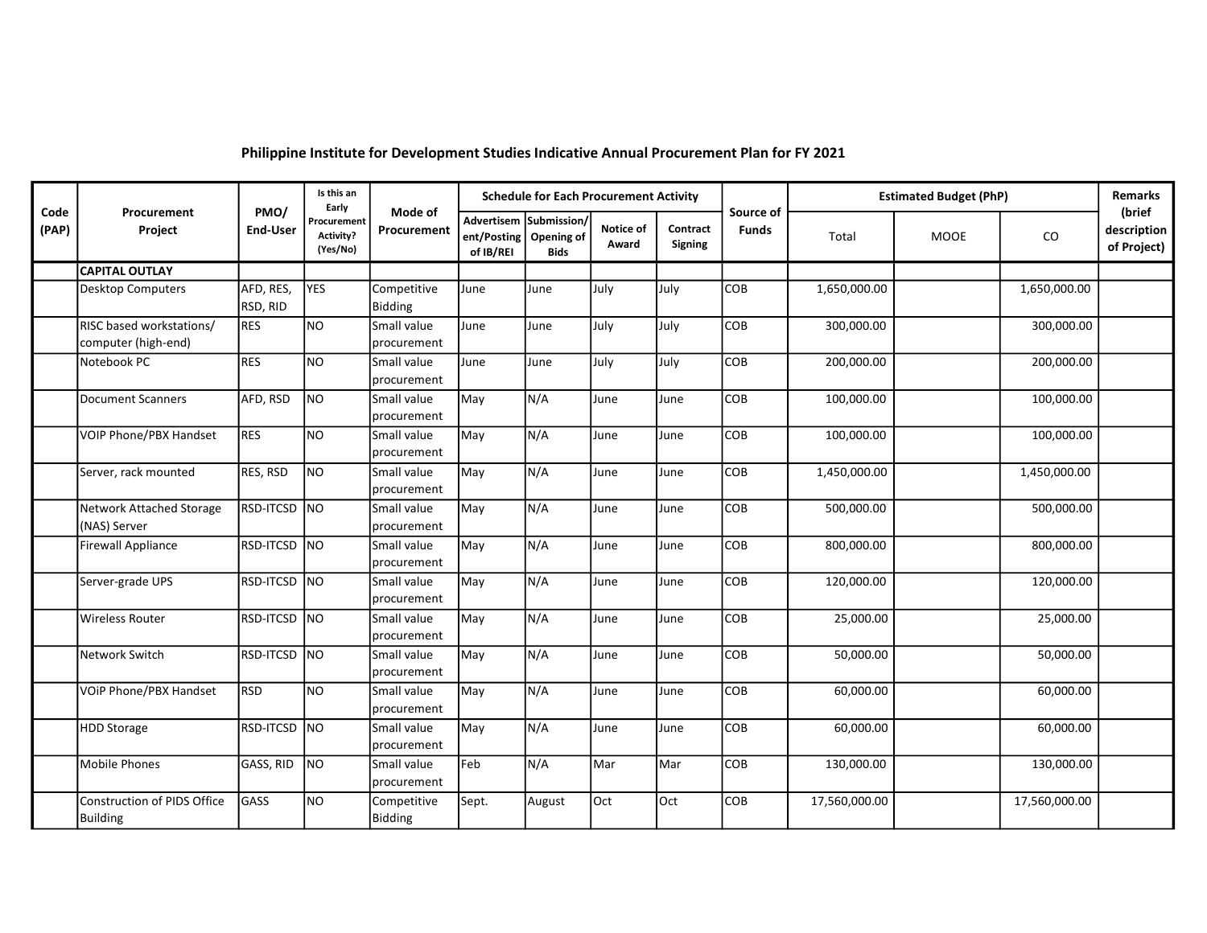## Philippine Institute for Development Studies Indicative Annual Procurement Plan for FY 2021

| Code (PAP) | Procurement Project | PMO/ End-User | Is this an Early Procurement Activity? (Yes/No) | Mode of Procurement | Schedule for Each Procurement Activity | | | | Source of Funds | Estimated Budget (PhP) | | | Remarks (brief description of Project) |
|---|---|---|---|---|---|---|---|---|---|---|---|---|---|
| | | | | | Advertisement/Posting of IB/REI | Submission/ Opening of Bids | Notice of Award | Contract Signing | | Total | MOOE | CO | |
| | **CAPITAL OUTLAY** | | | | | | | | | | | | |
| | Desktop Computers | AFD, RES, RSD, RID | YES | Competitive Bidding | June | June | July | July | COB | 1,650,000.00 | | 1,650,000.00 | |
| | RISC based workstations/ computer (high-end) | RES | NO | Small value procurement | June | June | July | July | COB | 300,000.00 | | 300,000.00 | |
| | Notebook PC | RES | NO | Small value procurement | June | June | July | July | COB | 200,000.00 | | 200,000.00 | |
| | Document Scanners | AFD, RSD | NO | Small value procurement | May | N/A | June | June | COB | 100,000.00 | | 100,000.00 | |
| | VOIP Phone/PBX Handset | RES | NO | Small value procurement | May | N/A | June | June | COB | 100,000.00 | | 100,000.00 | |
| | Server, rack mounted | RES, RSD | NO | Small value procurement | May | N/A | June | June | COB | 1,450,000.00 | | 1,450,000.00 | |
| | Network Attached Storage (NAS) Server | RSD-ITCSD | NO | Small value procurement | May | N/A | June | June | COB | 500,000.00 | | 500,000.00 | |
| | Firewall Appliance | RSD-ITCSD | NO | Small value procurement | May | N/A | June | June | COB | 800,000.00 | | 800,000.00 | |
| | Server-grade UPS | RSD-ITCSD | NO | Small value procurement | May | N/A | June | June | COB | 120,000.00 | | 120,000.00 | |
| | Wireless Router | RSD-ITCSD | NO | Small value procurement | May | N/A | June | June | COB | 25,000.00 | | 25,000.00 | |
| | Network Switch | RSD-ITCSD | NO | Small value procurement | May | N/A | June | June | COB | 50,000.00 | | 50,000.00 | |
| | VOiP Phone/PBX Handset | RSD | NO | Small value procurement | May | N/A | June | June | COB | 60,000.00 | | 60,000.00 | |
| | HDD Storage | RSD-ITCSD | NO | Small value procurement | May | N/A | June | June | COB | 60,000.00 | | 60,000.00 | |
| | Mobile Phones | GASS, RID | NO | Small value procurement | Feb | N/A | Mar | Mar | COB | 130,000.00 | | 130,000.00 | |
| | Construction of PIDS Office Building | GASS | NO | Competitive Bidding | Sept. | August | Oct | Oct | COB | 17,560,000.00 | | 17,560,000.00 | |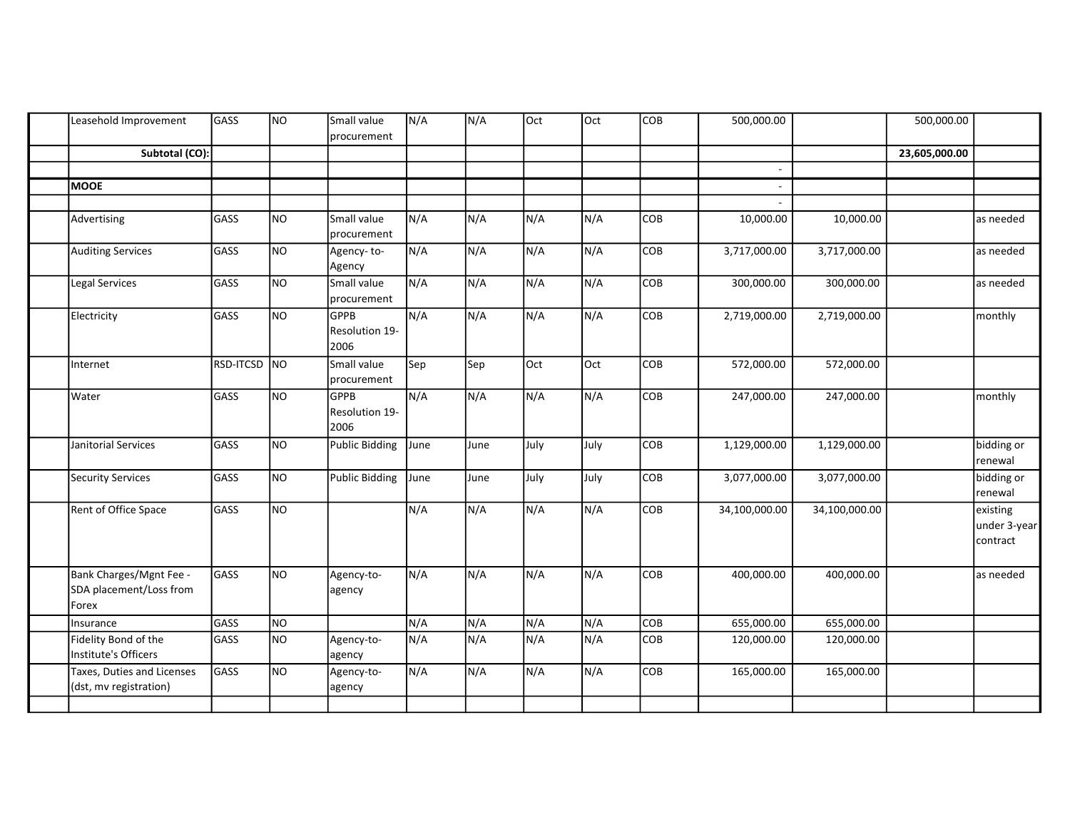| | | | | | | | | | | | | | |
|---|---|---|---|---|---|---|---|---|---|---|---|---|---|
| | Leasehold Improvement | GASS | NO | Small value procurement | N/A | N/A | Oct | Oct | COB | 500,000.00 | | 500,000.00 | |
| | **Subtotal (CO):** | | | | | | | | | | | **23,605,000.00** | |
| | | | | | | | | | | - | | | |
| | **MOOE** | | | | | | | | | - | | | |
| | | | | | | | | | | - | | | |
| | Advertising | GASS | NO | Small value procurement | N/A | N/A | N/A | N/A | COB | 10,000.00 | 10,000.00 | | as needed |
| | Auditing Services | GASS | NO | Agency- to-Agency | N/A | N/A | N/A | N/A | COB | 3,717,000.00 | 3,717,000.00 | | as needed |
| | Legal Services | GASS | NO | Small value procurement | N/A | N/A | N/A | N/A | COB | 300,000.00 | 300,000.00 | | as needed |
| | Electricity | GASS | NO | GPPB Resolution 19-2006 | N/A | N/A | N/A | N/A | COB | 2,719,000.00 | 2,719,000.00 | | monthly |
| | Internet | RSD-ITCSD | NO | Small value procurement | Sep | Sep | Oct | Oct | COB | 572,000.00 | 572,000.00 | | |
| | Water | GASS | NO | GPPB Resolution 19-2006 | N/A | N/A | N/A | N/A | COB | 247,000.00 | 247,000.00 | | monthly |
| | Janitorial Services | GASS | NO | Public Bidding | June | June | July | July | COB | 1,129,000.00 | 1,129,000.00 | | bidding or renewal |
| | Security Services | GASS | NO | Public Bidding | June | June | July | July | COB | 3,077,000.00 | 3,077,000.00 | | bidding or renewal |
| | Rent of Office Space | GASS | NO | | N/A | N/A | N/A | N/A | COB | 34,100,000.00 | 34,100,000.00 | | existing under 3-year contract |
| | Bank Charges/Mgnt Fee - SDA placement/Loss from Forex | GASS | NO | Agency-to-agency | N/A | N/A | N/A | N/A | COB | 400,000.00 | 400,000.00 | | as needed |
| | Insurance | GASS | NO | | N/A | N/A | N/A | N/A | COB | 655,000.00 | 655,000.00 | | |
| | Fidelity Bond of the Institute's Officers | GASS | NO | Agency-to-agency | N/A | N/A | N/A | N/A | COB | 120,000.00 | 120,000.00 | | |
| | Taxes, Duties and Licenses (dst, mv registration) | GASS | NO | Agency-to-agency | N/A | N/A | N/A | N/A | COB | 165,000.00 | 165,000.00 | | |
| | | | | | | | | | | | | | |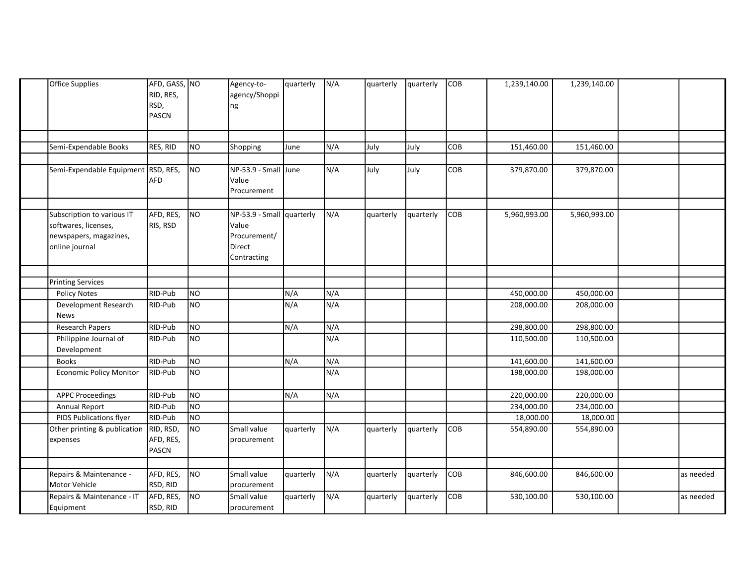| | | | | | | | | | | | | | |
|---|---|---|---|---|---|---|---|---|---|---|---|---|---|
| | Office Supplies | AFD, GASS, RID, RES, RSD, PASCN | NO | Agency-to-agency/Shopping | quarterly | N/A | quarterly | quarterly | COB | 1,239,140.00 | 1,239,140.00 | | |
| | Semi-Expendable Books | RES, RID | NO | Shopping | June | N/A | July | July | COB | 151,460.00 | 151,460.00 | | |
| | Semi-Expendable Equipment | RSD, RES, AFD | NO | NP-53.9 - Small Value Procurement | June | N/A | July | July | COB | 379,870.00 | 379,870.00 | | |
| | Subscription to various IT softwares, licenses, newspapers, magazines, online journal | AFD, RES, RIS, RSD | NO | NP-53.9 - Small Value Procurement/ Direct Contracting | quarterly | N/A | quarterly | quarterly | COB | 5,960,993.00 | 5,960,993.00 | | |
| | Printing Services | | | | | | | | | | | | |
| | Policy Notes | RID-Pub | NO | | N/A | N/A | | | | 450,000.00 | 450,000.00 | | |
| | Development Research News | RID-Pub | NO | | N/A | N/A | | | | 208,000.00 | 208,000.00 | | |
| | Research Papers | RID-Pub | NO | | N/A | N/A | | | | 298,800.00 | 298,800.00 | | |
| | Philippine Journal of Development | RID-Pub | NO | | | N/A | | | | 110,500.00 | 110,500.00 | | |
| | Books | RID-Pub | NO | | N/A | N/A | | | | 141,600.00 | 141,600.00 | | |
| | Economic Policy Monitor | RID-Pub | NO | | | N/A | | | | 198,000.00 | 198,000.00 | | |
| | APPC Proceedings | RID-Pub | NO | | N/A | N/A | | | | 220,000.00 | 220,000.00 | | |
| | Annual Report | RID-Pub | NO | | | | | | | 234,000.00 | 234,000.00 | | |
| | PIDS Publications flyer | RID-Pub | NO | | | | | | | 18,000.00 | 18,000.00 | | |
| | Other printing & publication expenses | RID, RSD, AFD, RES, PASCN | NO | Small value procurement | quarterly | N/A | quarterly | quarterly | COB | 554,890.00 | 554,890.00 | | |
| | Repairs & Maintenance - Motor Vehicle | AFD, RES, RSD, RID | NO | Small value procurement | quarterly | N/A | quarterly | quarterly | COB | 846,600.00 | 846,600.00 | | as needed |
| | Repairs & Maintenance - IT Equipment | AFD, RES, RSD, RID | NO | Small value procurement | quarterly | N/A | quarterly | quarterly | COB | 530,100.00 | 530,100.00 | | as needed |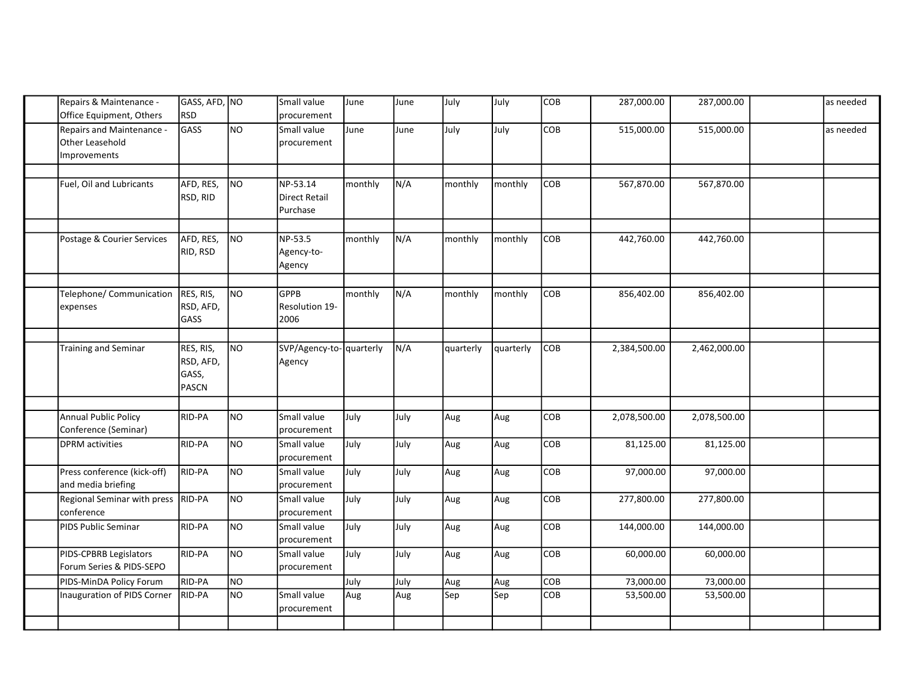| | | | | | | | | | | | | | |
|---|---|---|---|---|---|---|---|---|---|---|---|---|---|
| | Repairs & Maintenance - Office Equipment, Others | GASS, AFD, RSD | NO | Small value procurement | June | June | July | July | COB | 287,000.00 | 287,000.00 | | as needed |
| | Repairs and Maintenance - Other Leasehold Improvements | GASS | NO | Small value procurement | June | June | July | July | COB | 515,000.00 | 515,000.00 | | as needed |
| | | | | | | | | | | | | | |
| | Fuel, Oil and Lubricants | AFD, RES, RSD, RID | NO | NP-53.14 Direct Retail Purchase | monthly | N/A | monthly | monthly | COB | 567,870.00 | 567,870.00 | | |
| | | | | | | | | | | | | | |
| | Postage & Courier Services | AFD, RES, RID, RSD | NO | NP-53.5 Agency-to-Agency | monthly | N/A | monthly | monthly | COB | 442,760.00 | 442,760.00 | | |
| | | | | | | | | | | | | | |
| | Telephone/ Communication expenses | RES, RIS, RSD, AFD, GASS | NO | GPPB Resolution 19-2006 | monthly | N/A | monthly | monthly | COB | 856,402.00 | 856,402.00 | | |
| | | | | | | | | | | | | | |
| | Training and Seminar | RES, RIS, RSD, AFD, GASS, PASCN | NO | SVP/Agency-to-Agency | quarterly | N/A | quarterly | quarterly | COB | 2,384,500.00 | 2,462,000.00 | | |
| | | | | | | | | | | | | | |
| | Annual Public Policy Conference (Seminar) | RID-PA | NO | Small value procurement | July | July | Aug | Aug | COB | 2,078,500.00 | 2,078,500.00 | | |
| | DPRM activities | RID-PA | NO | Small value procurement | July | July | Aug | Aug | COB | 81,125.00 | 81,125.00 | | |
| | Press conference (kick-off) and media briefing | RID-PA | NO | Small value procurement | July | July | Aug | Aug | COB | 97,000.00 | 97,000.00 | | |
| | Regional Seminar with press conference | RID-PA | NO | Small value procurement | July | July | Aug | Aug | COB | 277,800.00 | 277,800.00 | | |
| | PIDS Public Seminar | RID-PA | NO | Small value procurement | July | July | Aug | Aug | COB | 144,000.00 | 144,000.00 | | |
| | PIDS-CPBRB Legislators Forum Series & PIDS-SEPO | RID-PA | NO | Small value procurement | July | July | Aug | Aug | COB | 60,000.00 | 60,000.00 | | |
| | PIDS-MinDA Policy Forum | RID-PA | NO | | July | July | Aug | Aug | COB | 73,000.00 | 73,000.00 | | |
| | Inauguration of PIDS Corner | RID-PA | NO | Small value procurement | Aug | Aug | Sep | Sep | COB | 53,500.00 | 53,500.00 | | |
| | | | | | | | | | | | | | |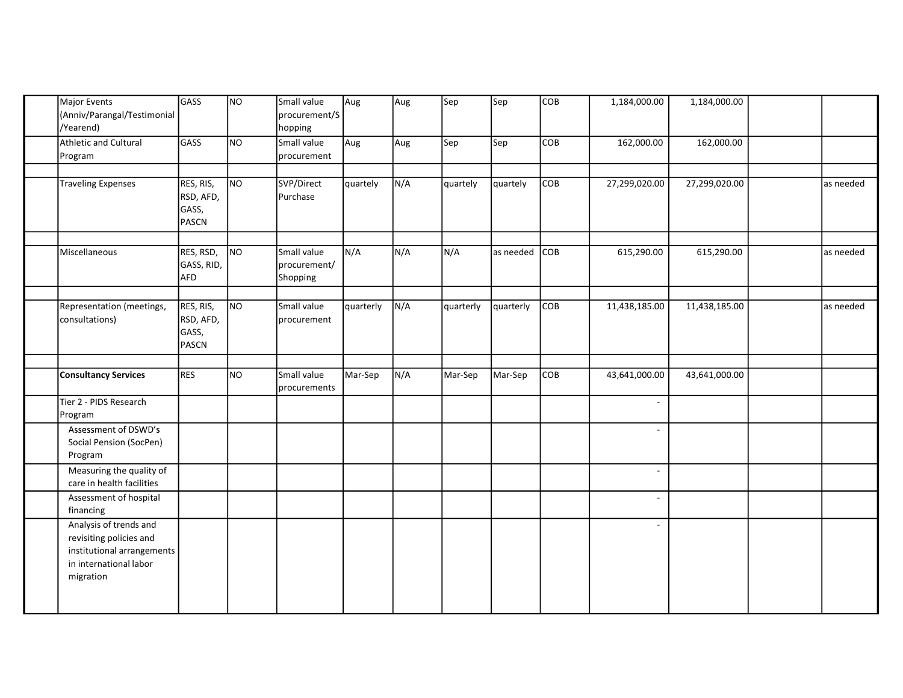| | | | | | | | | | | | | | |
|---|---|---|---|---|---|---|---|---|---|---|---|---|---|
| | Major Events (Anniv/Parangal/Testimonial /Yearend) | GASS | NO | Small value procurement/Shopping | Aug | Aug | Sep | Sep | COB | 1,184,000.00 | 1,184,000.00 | | |
| | Athletic and Cultural Program | GASS | NO | Small value procurement | Aug | Aug | Sep | Sep | COB | 162,000.00 | 162,000.00 | | |
| | | | | | | | | | | | | | |
| | Traveling Expenses | RES, RIS, RSD, AFD, GASS, PASCN | NO | SVP/Direct Purchase | quartely | N/A | quartely | quartely | COB | 27,299,020.00 | 27,299,020.00 | | as needed |
| | | | | | | | | | | | | | |
| | Miscellaneous | RES, RSD, GASS, RID, AFD | NO | Small value procurement/ Shopping | N/A | N/A | N/A | as needed | COB | 615,290.00 | 615,290.00 | | as needed |
| | | | | | | | | | | | | | |
| | Representation (meetings, consultations) | RES, RIS, RSD, AFD, GASS, PASCN | NO | Small value procurement | quarterly | N/A | quarterly | quarterly | COB | 11,438,185.00 | 11,438,185.00 | | as needed |
| | | | | | | | | | | | | | |
| | **Consultancy Services** | RES | NO | Small value procurements | Mar-Sep | N/A | Mar-Sep | Mar-Sep | COB | 43,641,000.00 | 43,641,000.00 | | |
| | Tier 2 - PIDS Research Program | | | | | | | | | - | | | |
| | Assessment of DSWD's Social Pension (SocPen) Program | | | | | | | | | - | | | |
| | Measuring the quality of care in health facilities | | | | | | | | | - | | | |
| | Assessment of hospital financing | | | | | | | | | - | | | |
| | Analysis of trends and revisiting policies and institutional arrangements in international labor migration | | | | | | | | | - | | | |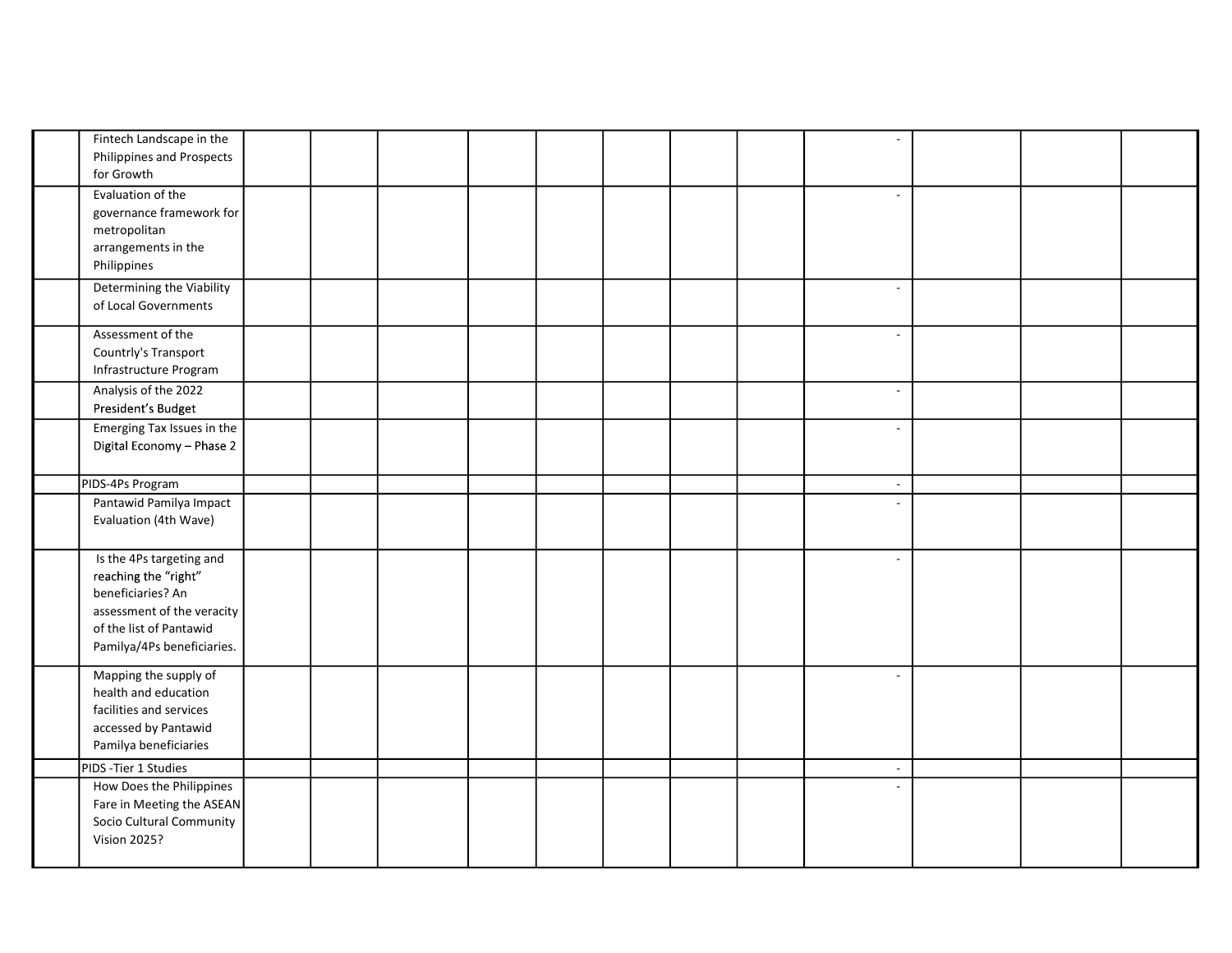| | | | | | | | | | | | | |
|---|---|---|---|---|---|---|---|---|---|---|---|---|
| | Fintech Landscape in the Philippines and Prospects for Growth | | | | | | | | - | | | |
| | Evaluation of the governance framework for metropolitan arrangements in the Philippines | | | | | | | | - | | | |
| | Determining the Viability of Local Governments | | | | | | | | - | | | |
| | Assessment of the Countrly's Transport Infrastructure Program | | | | | | | | - | | | |
| | Analysis of the 2022 President's Budget | | | | | | | | - | | | |
| | Emerging Tax Issues in the Digital Economy – Phase 2 | | | | | | | | - | | | |
| | PIDS-4Ps Program | | | | | | | | - | | | |
| | Pantawid Pamilya Impact Evaluation (4th Wave) | | | | | | | | - | | | |
| | Is the 4Ps targeting and reaching the "right" beneficiaries? An assessment of the veracity of the list of Pantawid Pamilya/4Ps beneficiaries. | | | | | | | | - | | | |
| | Mapping the supply of health and education facilities and services accessed by Pantawid Pamilya beneficiaries | | | | | | | | - | | | |
| | PIDS -Tier 1 Studies | | | | | | | | - | | | |
| | How Does the Philippines Fare in Meeting the ASEAN Socio Cultural Community Vision 2025? | | | | | | | | - | | | |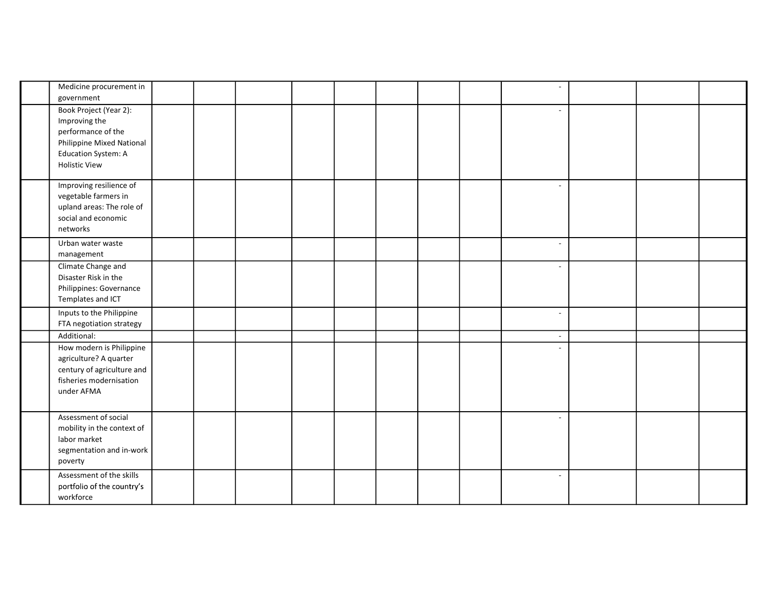| | | | | | | | | | | | | |
|---|---|---|---|---|---|---|---|---|---|---|---|---|
| | Medicine procurement in government | | | | | | | | - | | | |
| | Book Project (Year 2): Improving the performance of the Philippine Mixed National Education System: A Holistic View | | | | | | | | - | | | |
| | Improving resilience of vegetable farmers in upland areas: The role of social and economic networks | | | | | | | | - | | | |
| | Urban water waste management | | | | | | | | - | | | |
| | Climate Change and Disaster Risk in the Philippines: Governance Templates and ICT | | | | | | | | - | | | |
| | Inputs to the Philippine FTA negotiation strategy | | | | | | | | - | | | |
| | Additional: | | | | | | | | - | | | |
| | How modern is Philippine agriculture? A quarter century of agriculture and fisheries modernisation under AFMA | | | | | | | | - | | | |
| | Assessment of social mobility in the context of labor market segmentation and in-work poverty | | | | | | | | - | | | |
| | Assessment of the skills portfolio of the country's workforce | | | | | | | | - | | | |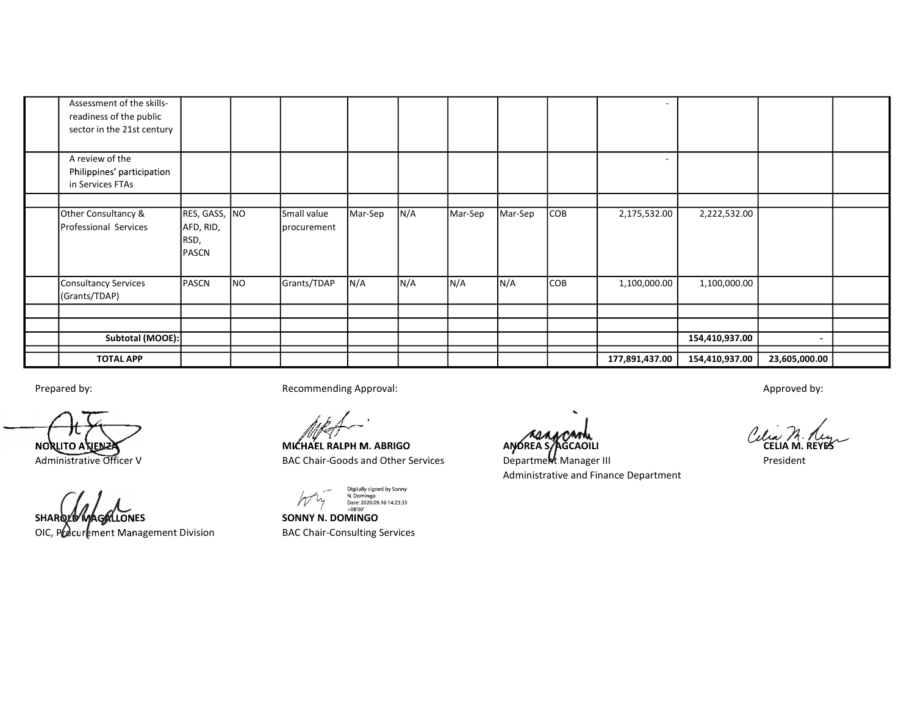| | | | | | | | | | | | | | |
|---|---|---|---|---|---|---|---|---|---|---|---|---|---|
| | Assessment of the skills-readiness of the public sector in the 21st century | | | | | | | | | - | | | |
| | A review of the Philippines' participation in Services FTAs | | | | | | | | | - | | | |
| | | | | | | | | | | | | | |
| | Other Consultancy & Professional Services | RES, GASS, AFD, RID, RSD, PASCN | NO | Small value procurement | Mar-Sep | N/A | Mar-Sep | Mar-Sep | COB | 2,175,532.00 | 2,222,532.00 | | |
| | Consultancy Services (Grants/TDAP) | PASCN | NO | Grants/TDAP | N/A | N/A | N/A | N/A | COB | 1,100,000.00 | 1,100,000.00 | | |
| | | | | | | | | | | | | | |
| | | | | | | | | | | | | | |
| | **Subtotal (MOOE):** | | | | | | | | | | **154,410,937.00** | **-** | |
| | | | | | | | | | | | | | |
| | **TOTAL APP** | | | | | | | | | **177,891,437.00** | **154,410,937.00** | **23,605,000.00** | |

Prepared by:

**NORLITO ATIENZA**
Administrative Officer V

**SHAROLD MAGALLONES**
OIC, Procurement Management Division

Recommending Approval:

**MICHAEL RALPH M. ABRIGO**
BAC Chair-Goods and Other Services

Digitally signed by Sonny N. Domingo
Date: 2020.09.10 14:23:35 +08'00'

**SONNY N. DOMINGO**
BAC Chair-Consulting Services

**ANDREA S. AGCAOILI**
Department Manager III
Administrative and Finance Department

Approved by:

**CELIA M. REYES**
President